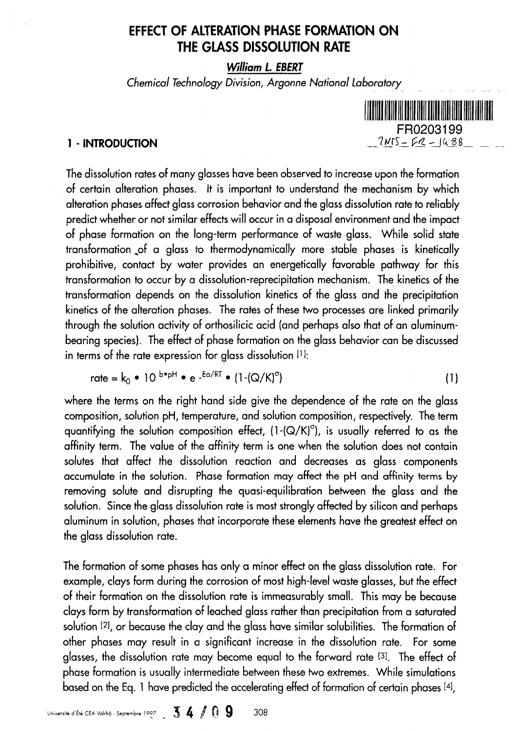# EFFECT OF ALTERATION PHASE FORMATION ON THE GLASS DISSOLUTION RATE

***William L. EBERT***

*Chemical Technology Division, Argonne National Laboratory*

## 1 - INTRODUCTION

The dissolution rates of many glasses have been observed to increase upon the formation of certain alteration phases. It is important to understand the mechanism by which alteration phases affect glass corrosion behavior and the glass dissolution rate to reliably predict whether or not similar effects will occur in a disposal environment and the impact of phase formation on the long-term performance of waste glass. While solid state transformation of a glass to thermodynamically more stable phases is kinetically prohibitive, contact by water provides an energetically favorable pathway for this transformation to occur by a dissolution-reprecipitation mechanism. The kinetics of the transformation depends on the dissolution kinetics of the glass and the precipitation kinetics of the alteration phases. The rates of these two processes are linked primarily through the solution activity of orthosilicic acid (and perhaps also that of an aluminum-bearing species). The effect of phase formation on the glass behavior can be discussed in terms of the rate expression for glass dissolution [1]:

$$\text{rate} = k_0 \bullet 10^{\,b \bullet pH} \bullet e^{-Ea/RT} \bullet (1-(Q/K)^{\sigma}) \qquad (1)$$

where the terms on the right hand side give the dependence of the rate on the glass composition, solution pH, temperature, and solution composition, respectively. The term quantifying the solution composition effect, $(1-(Q/K)^{\sigma})$, is usually referred to as the affinity term. The value of the affinity term is one when the solution does not contain solutes that affect the dissolution reaction and decreases as glass components accumulate in the solution. Phase formation may affect the pH and affinity terms by removing solute and disrupting the quasi-equilibration between the glass and the solution. Since the glass dissolution rate is most strongly affected by silicon and perhaps aluminum in solution, phases that incorporate these elements have the greatest effect on the glass dissolution rate.

The formation of some phases has only a minor effect on the glass dissolution rate. For example, clays form during the corrosion of most high-level waste glasses, but the effect of their formation on the dissolution rate is immeasurably small. This may be because clays form by transformation of leached glass rather than precipitation from a saturated solution [2], or because the clay and the glass have similar solubilities. The formation of other phases may result in a significant increase in the dissolution rate. For some glasses, the dissolution rate may become equal to the forward rate [3]. The effect of phase formation is usually intermediate between these two extremes. While simulations based on the Eq. 1 have predicted the accelerating effect of formation of certain phases [4],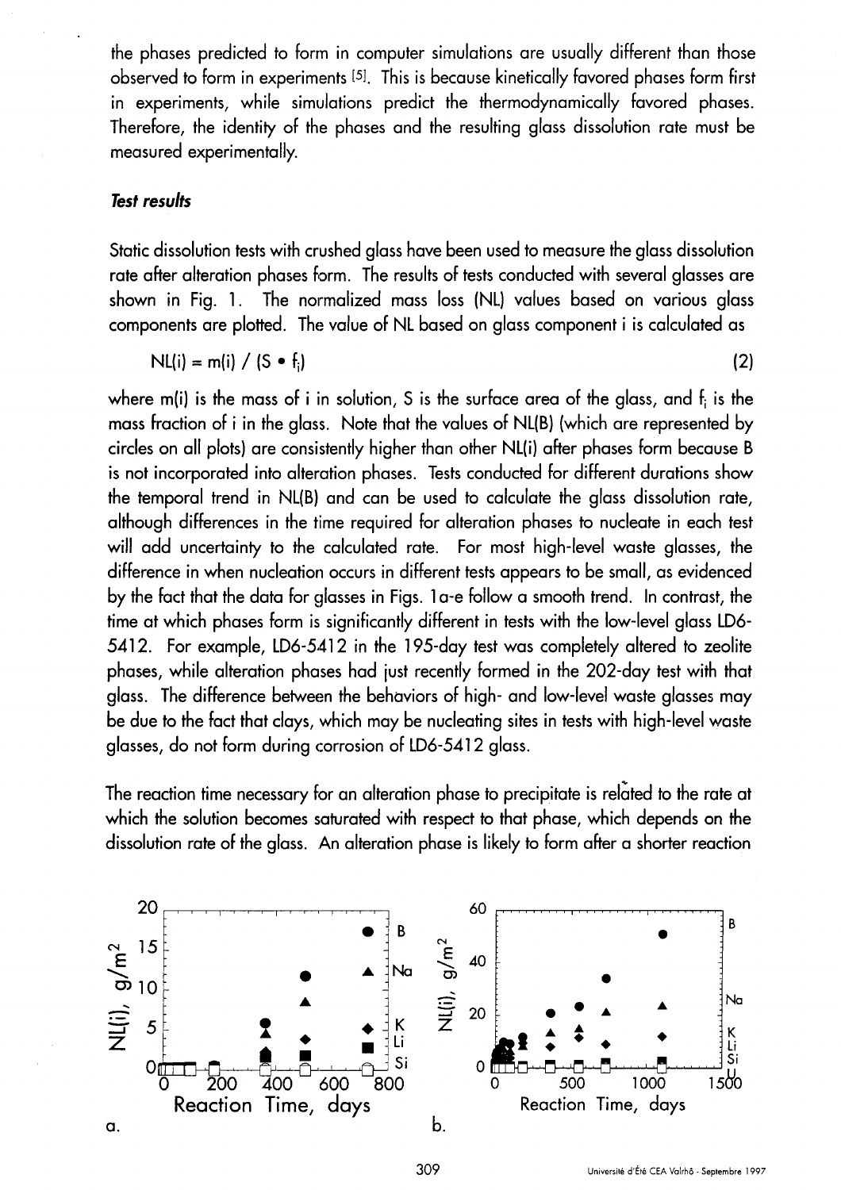the phases predicted to form in computer simulations are usually different than those observed to form in experiments [5]. This is because kinetically favored phases form first in experiments, while simulations predict the thermodynamically favored phases. Therefore, the identity of the phases and the resulting glass dissolution rate must be measured experimentally.

### *Test results*

Static dissolution tests with crushed glass have been used to measure the glass dissolution rate after alteration phases form. The results of tests conducted with several glasses are shown in Fig. 1. The normalized mass loss (NL) values based on various glass components are plotted. The value of NL based on glass component i is calculated as

$$NL(i) = m(i) / (S \bullet f_i) \tag{2}$$

where m(i) is the mass of i in solution, S is the surface area of the glass, and $f_i$ is the mass fraction of i in the glass. Note that the values of NL(B) (which are represented by circles on all plots) are consistently higher than other NL(i) after phases form because B is not incorporated into alteration phases. Tests conducted for different durations show the temporal trend in NL(B) and can be used to calculate the glass dissolution rate, although differences in the time required for alteration phases to nucleate in each test will add uncertainty to the calculated rate. For most high-level waste glasses, the difference in when nucleation occurs in different tests appears to be small, as evidenced by the fact that the data for glasses in Figs. 1a-e follow a smooth trend. In contrast, the time at which phases form is significantly different in tests with the low-level glass LD6-5412. For example, LD6-5412 in the 195-day test was completely altered to zeolite phases, while alteration phases had just recently formed in the 202-day test with that glass. The difference between the behaviors of high- and low-level waste glasses may be due to the fact that clays, which may be nucleating sites in tests with high-level waste glasses, do not form during corrosion of LD6-5412 glass.

The reaction time necessary for an alteration phase to precipitate is related to the rate at which the solution becomes saturated with respect to that phase, which depends on the dissolution rate of the glass. An alteration phase is likely to form after a shorter reaction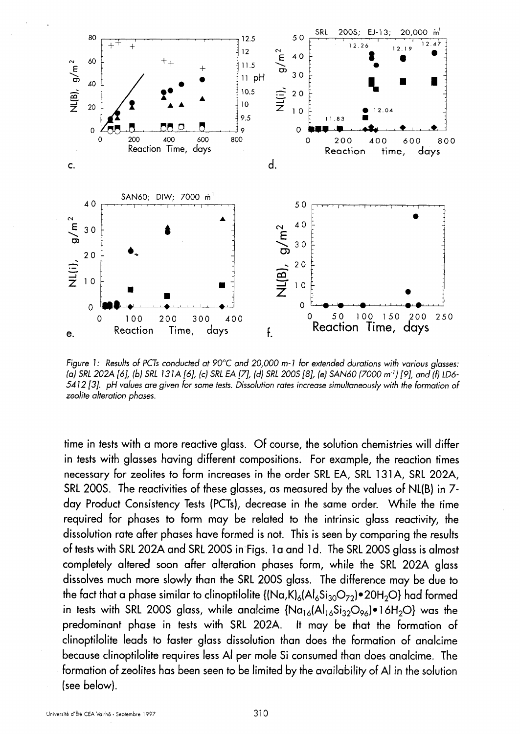Figure 1: Results of PCTs conducted at 90°C and 20,000 m-1 for extended durations with various glasses: (a) SRL 202A [6], (b) SRL 131A [6], (c) SRL EA [7], (d) SRL 200S [8], (e) SAN60 (7000 $m^{-1}$) [9], and (f) LD6-5412 [3]. pH values are given for some tests. Dissolution rates increase simultaneously with the formation of zeolite alteration phases.

time in tests with a more reactive glass. Of course, the solution chemistries will differ in tests with glasses having different compositions. For example, the reaction times necessary for zeolites to form increases in the order SRL EA, SRL 131A, SRL 202A, SRL 200S. The reactivities of these glasses, as measured by the values of NL(B) in 7-day Product Consistency Tests (PCTs), decrease in the same order. While the time required for phases to form may be related to the intrinsic glass reactivity, the dissolution rate after phases have formed is not. This is seen by comparing the results of tests with SRL 202A and SRL 200S in Figs. 1a and 1d. The SRL 200S glass is almost completely altered soon after alteration phases form, while the SRL 202A glass dissolves much more slowly than the SRL 200S glass. The difference may be due to the fact that a phase similar to clinoptilolite $\{(Na,K)_6(Al_6Si_{30}O_{72})\bullet 20H_2O\}$ had formed in tests with SRL 200S glass, while analcime $\{Na_{16}(Al_{16}Si_{32}O_{96})\bullet 16H_2O\}$ was the predominant phase in tests with SRL 202A. It may be that the formation of clinoptilolite leads to faster glass dissolution than does the formation of analcime because clinoptilolite requires less Al per mole Si consumed than does analcime. The formation of zeolites has been seen to be limited by the availability of Al in the solution (see below).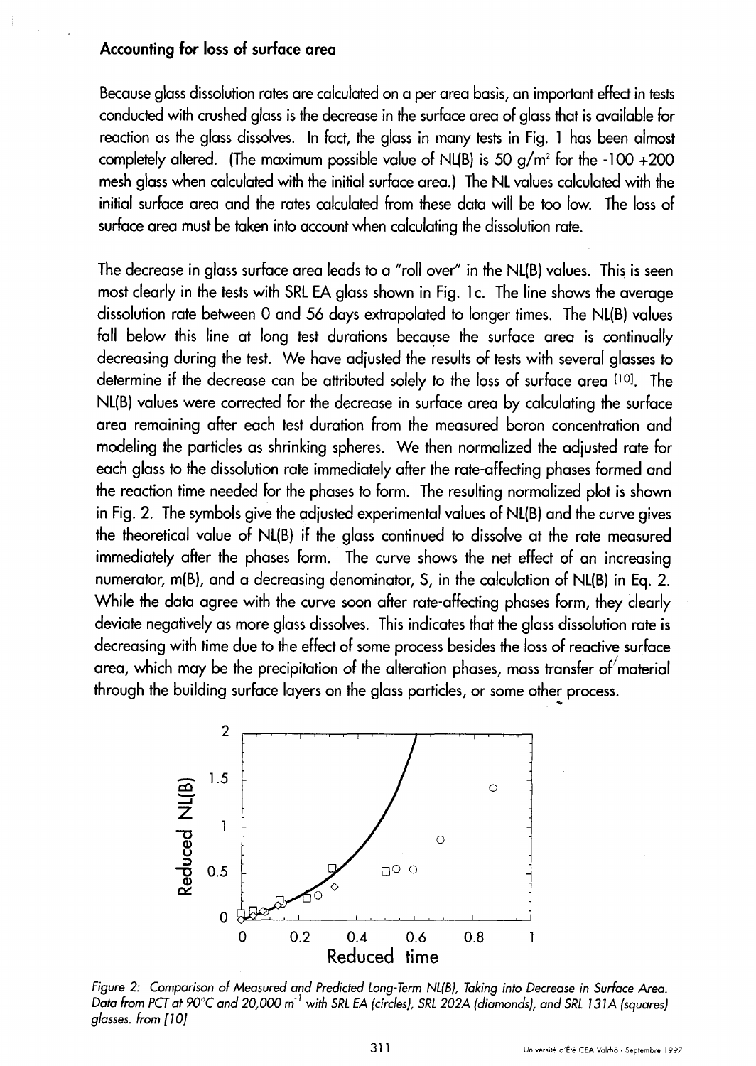### Accounting for loss of surface area

Because glass dissolution rates are calculated on a per area basis, an important effect in tests conducted with crushed glass is the decrease in the surface area of glass that is available for reaction as the glass dissolves. In fact, the glass in many tests in Fig. 1 has been almost completely altered. (The maximum possible value of NL(B) is 50 g/m$^2$ for the -100 +200 mesh glass when calculated with the initial surface area.) The NL values calculated with the initial surface area and the rates calculated from these data will be too low. The loss of surface area must be taken into account when calculating the dissolution rate.

The decrease in glass surface area leads to a "roll over" in the NL(B) values. This is seen most clearly in the tests with SRL EA glass shown in Fig. 1c. The line shows the average dissolution rate between 0 and 56 days extrapolated to longer times. The NL(B) values fall below this line at long test durations because the surface area is continually decreasing during the test. We have adjusted the results of tests with several glasses to determine if the decrease can be attributed solely to the loss of surface area [10]. The NL(B) values were corrected for the decrease in surface area by calculating the surface area remaining after each test duration from the measured boron concentration and modeling the particles as shrinking spheres. We then normalized the adjusted rate for each glass to the dissolution rate immediately after the rate-affecting phases formed and the reaction time needed for the phases to form. The resulting normalized plot is shown in Fig. 2. The symbols give the adjusted experimental values of NL(B) and the curve gives the theoretical value of NL(B) if the glass continued to dissolve at the rate measured immediately after the phases form. The curve shows the net effect of an increasing numerator, m(B), and a decreasing denominator, S, in the calculation of NL(B) in Eq. 2. While the data agree with the curve soon after rate-affecting phases form, they clearly deviate negatively as more glass dissolves. This indicates that the glass dissolution rate is decreasing with time due to the effect of some process besides the loss of reactive surface area, which may be the precipitation of the alteration phases, mass transfer of material through the building surface layers on the glass particles, or some other process.

*Figure 2: Comparison of Measured and Predicted Long-Term NL(B), Taking into Decrease in Surface Area. Data from PCT at 90°C and 20,000 m$^{-1}$ with SRL EA (circles), SRL 202A (diamonds), and SRL 131A (squares) glasses. from [10]*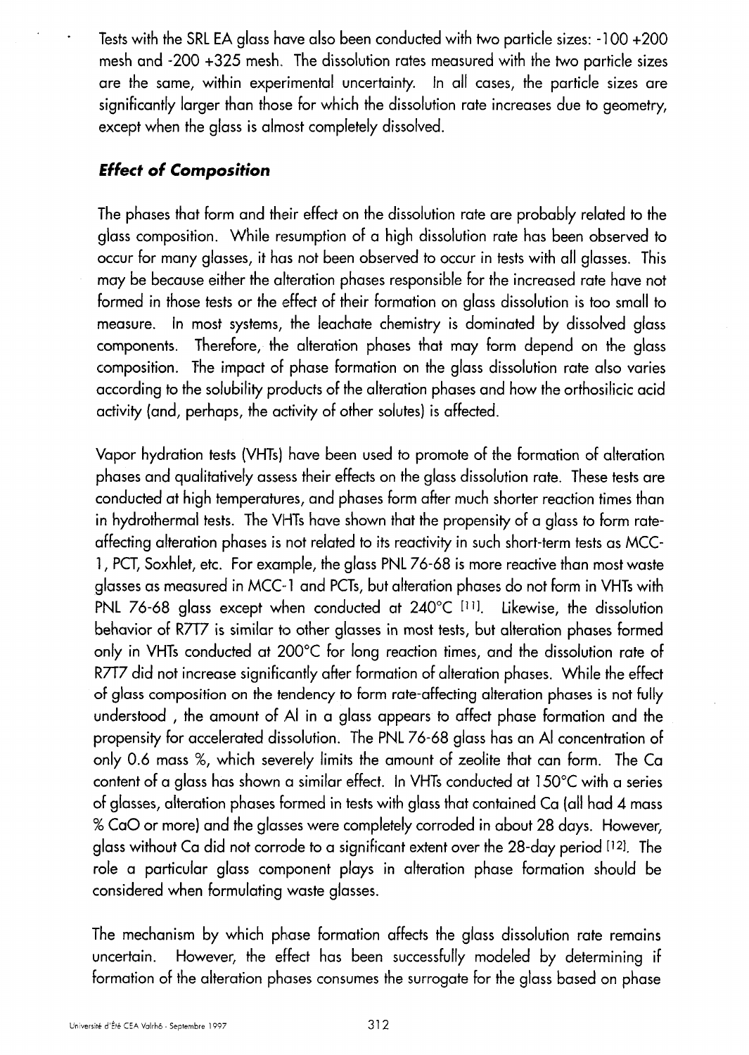Tests with the SRL EA glass have also been conducted with two particle sizes: -100 +200 mesh and -200 +325 mesh. The dissolution rates measured with the two particle sizes are the same, within experimental uncertainty. In all cases, the particle sizes are significantly larger than those for which the dissolution rate increases due to geometry, except when the glass is almost completely dissolved.

### *Effect of Composition*

The phases that form and their effect on the dissolution rate are probably related to the glass composition. While resumption of a high dissolution rate has been observed to occur for many glasses, it has not been observed to occur in tests with all glasses. This may be because either the alteration phases responsible for the increased rate have not formed in those tests or the effect of their formation on glass dissolution is too small to measure. In most systems, the leachate chemistry is dominated by dissolved glass components. Therefore, the alteration phases that may form depend on the glass composition. The impact of phase formation on the glass dissolution rate also varies according to the solubility products of the alteration phases and how the orthosilicic acid activity (and, perhaps, the activity of other solutes) is affected.

Vapor hydration tests (VHTs) have been used to promote of the formation of alteration phases and qualitatively assess their effects on the glass dissolution rate. These tests are conducted at high temperatures, and phases form after much shorter reaction times than in hydrothermal tests. The VHTs have shown that the propensity of a glass to form rate-affecting alteration phases is not related to its reactivity in such short-term tests as MCC-1, PCT, Soxhlet, etc. For example, the glass PNL 76-68 is more reactive than most waste glasses as measured in MCC-1 and PCTs, but alteration phases do not form in VHTs with PNL 76-68 glass except when conducted at 240°C [11]. Likewise, the dissolution behavior of R7T7 is similar to other glasses in most tests, but alteration phases formed only in VHTs conducted at 200°C for long reaction times, and the dissolution rate of R7T7 did not increase significantly after formation of alteration phases. While the effect of glass composition on the tendency to form rate-affecting alteration phases is not fully understood , the amount of Al in a glass appears to affect phase formation and the propensity for accelerated dissolution. The PNL 76-68 glass has an Al concentration of only 0.6 mass %, which severely limits the amount of zeolite that can form. The Ca content of a glass has shown a similar effect. In VHTs conducted at 150°C with a series of glasses, alteration phases formed in tests with glass that contained Ca (all had 4 mass % CaO or more) and the glasses were completely corroded in about 28 days. However, glass without Ca did not corrode to a significant extent over the 28-day period [12]. The role a particular glass component plays in alteration phase formation should be considered when formulating waste glasses.

The mechanism by which phase formation affects the glass dissolution rate remains uncertain. However, the effect has been successfully modeled by determining if formation of the alteration phases consumes the surrogate for the glass based on phase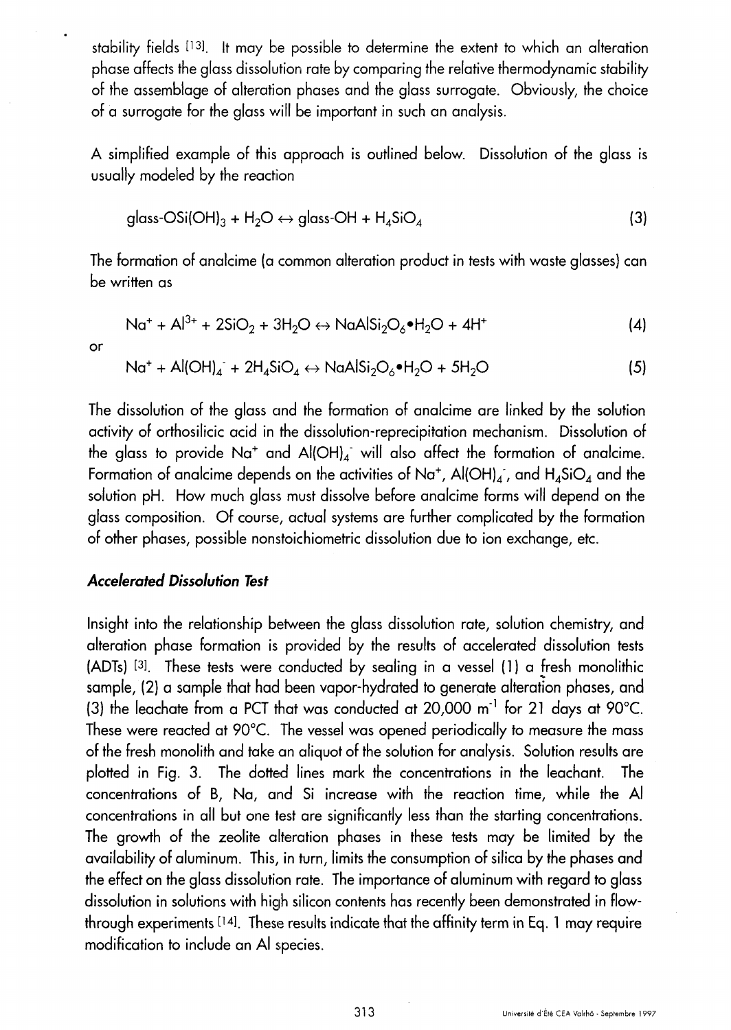stability fields [13]. It may be possible to determine the extent to which an alteration phase affects the glass dissolution rate by comparing the relative thermodynamic stability of the assemblage of alteration phases and the glass surrogate. Obviously, the choice of a surrogate for the glass will be important in such an analysis.

A simplified example of this approach is outlined below. Dissolution of the glass is usually modeled by the reaction

$$\text{glass-OSi(OH)}_3 + H_2O \leftrightarrow \text{glass-OH} + H_4SiO_4 \tag{3}$$

The formation of analcime (a common alteration product in tests with waste glasses) can be written as

$$Na^+ + Al^{3+} + 2SiO_2 + 3H_2O \leftrightarrow NaAlSi_2O_6{\bullet}H_2O + 4H^+ \tag{4}$$

or

$$Na^+ + Al(OH)_4^- + 2H_4SiO_4 \leftrightarrow NaAlSi_2O_6{\bullet}H_2O + 5H_2O \tag{5}$$

The dissolution of the glass and the formation of analcime are linked by the solution activity of orthosilicic acid in the dissolution-reprecipitation mechanism. Dissolution of the glass to provide $Na^+$ and $Al(OH)_4^-$ will also affect the formation of analcime. Formation of analcime depends on the activities of $Na^+$, $Al(OH)_4^-$, and $H_4SiO_4$ and the solution pH. How much glass must dissolve before analcime forms will depend on the glass composition. Of course, actual systems are further complicated by the formation of other phases, possible nonstoichiometric dissolution due to ion exchange, etc.

### *Accelerated Dissolution Test*

Insight into the relationship between the glass dissolution rate, solution chemistry, and alteration phase formation is provided by the results of accelerated dissolution tests (ADTs) [3]. These tests were conducted by sealing in a vessel (1) a fresh monolithic sample, (2) a sample that had been vapor-hydrated to generate alteration phases, and (3) the leachate from a PCT that was conducted at 20,000 $m^{-1}$ for 21 days at 90°C. These were reacted at 90°C. The vessel was opened periodically to measure the mass of the fresh monolith and take an aliquot of the solution for analysis. Solution results are plotted in Fig. 3. The dotted lines mark the concentrations in the leachant. The concentrations of B, Na, and Si increase with the reaction time, while the Al concentrations in all but one test are significantly less than the starting concentrations. The growth of the zeolite alteration phases in these tests may be limited by the availability of aluminum. This, in turn, limits the consumption of silica by the phases and the effect on the glass dissolution rate. The importance of aluminum with regard to glass dissolution in solutions with high silicon contents has recently been demonstrated in flow-through experiments [14]. These results indicate that the affinity term in Eq. 1 may require modification to include an Al species.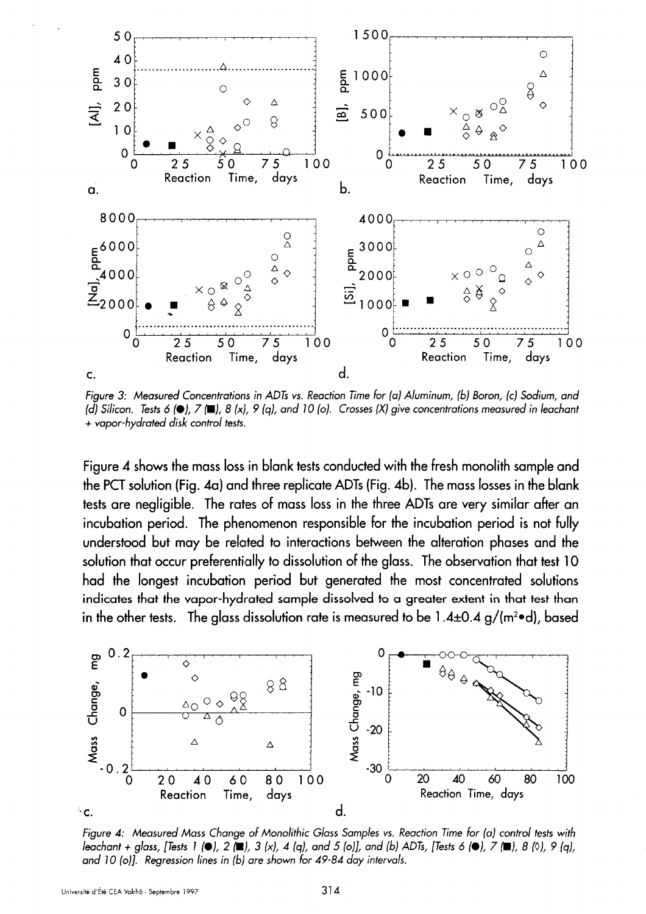Figure 3: Measured Concentrations in ADTs vs. Reaction Time for (a) Aluminum, (b) Boron, (c) Sodium, and (d) Silicon. Tests 6 (●), 7 (■), 8 (x), 9 (q), and 10 (o). Crosses (X) give concentrations measured in leachant + vapor-hydrated disk control tests.

Figure 4 shows the mass loss in blank tests conducted with the fresh monolith sample and the PCT solution (Fig. 4a) and three replicate ADTs (Fig. 4b). The mass losses in the blank tests are negligible. The rates of mass loss in the three ADTs are very similar after an incubation period. The phenomenon responsible for the incubation period is not fully understood but may be related to interactions between the alteration phases and the solution that occur preferentially to dissolution of the glass. The observation that test 10 had the longest incubation period but generated the most concentrated solutions indicates that the vapor-hydrated sample dissolved to a greater extent in that test than in the other tests. The glass dissolution rate is measured to be 1.4±0.4 $g/(m^2 \bullet d)$, based

Figure 4: Measured Mass Change of Monolithic Glass Samples vs. Reaction Time for (a) control tests with leachant + glass, [Tests 1 (●), 2 (■), 3 (x), 4 (q), and 5 (o)], and (b) ADTs, [Tests 6 (●), 7 (■), 8 (◊), 9 (q), and 10 (o)]. Regression lines in (b) are shown for 49-84 day intervals.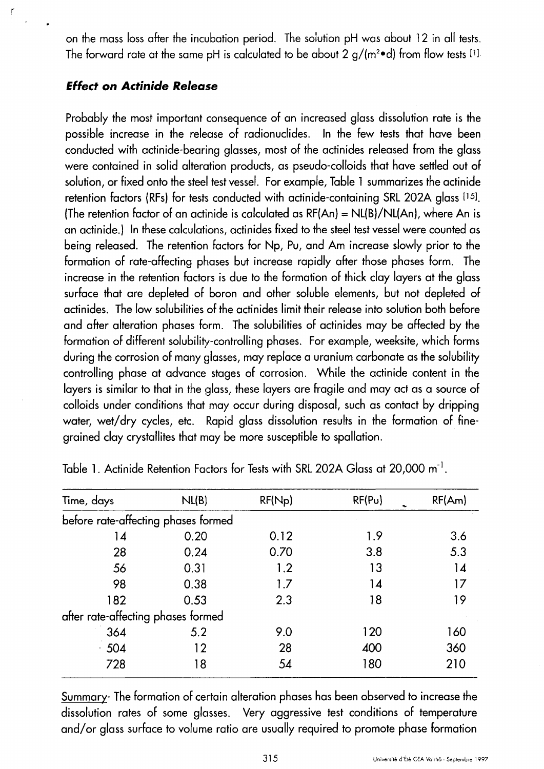on the mass loss after the incubation period. The solution pH was about 12 in all tests. The forward rate at the same pH is calculated to be about 2 $g/(m^2 \bullet d)$ from flow tests [1].

### *Effect on Actinide Release*

Probably the most important consequence of an increased glass dissolution rate is the possible increase in the release of radionuclides. In the few tests that have been conducted with actinide-bearing glasses, most of the actinides released from the glass were contained in solid alteration products, as pseudo-colloids that have settled out of solution, or fixed onto the steel test vessel. For example, Table 1 summarizes the actinide retention factors (RFs) for tests conducted with actinide-containing SRL 202A glass [15]. (The retention factor of an actinide is calculated as RF(An) = NL(B)/NL(An), where An is an actinide.) In these calculations, actinides fixed to the steel test vessel were counted as being released. The retention factors for Np, Pu, and Am increase slowly prior to the formation of rate-affecting phases but increase rapidly after those phases form. The increase in the retention factors is due to the formation of thick clay layers at the glass surface that are depleted of boron and other soluble elements, but not depleted of actinides. The low solubilities of the actinides limit their release into solution both before and after alteration phases form. The solubilities of actinides may be affected by the formation of different solubility-controlling phases. For example, weeksite, which forms during the corrosion of many glasses, may replace a uranium carbonate as the solubility controlling phase at advance stages of corrosion. While the actinide content in the layers is similar to that in the glass, these layers are fragile and may act as a source of colloids under conditions that may occur during disposal, such as contact by dripping water, wet/dry cycles, etc. Rapid glass dissolution results in the formation of fine-grained clay crystallites that may be more susceptible to spallation.

Table 1. Actinide Retention Factors for Tests with SRL 202A Glass at 20,000 $m^{-1}$.

| Time, days | NL(B) | RF(Np) | RF(Pu) | RF(Am) |
|---|---|---|---|---|
| before rate-affecting phases formed | | | | |
| 14 | 0.20 | 0.12 | 1.9 | 3.6 |
| 28 | 0.24 | 0.70 | 3.8 | 5.3 |
| 56 | 0.31 | 1.2 | 13 | 14 |
| 98 | 0.38 | 1.7 | 14 | 17 |
| 182 | 0.53 | 2.3 | 18 | 19 |
| after rate-affecting phases formed | | | | |
| 364 | 5.2 | 9.0 | 120 | 160 |
| 504 | 12 | 28 | 400 | 360 |
| 728 | 18 | 54 | 180 | 210 |

<u>Summary</u>- The formation of certain alteration phases has been observed to increase the dissolution rates of some glasses. Very aggressive test conditions of temperature and/or glass surface to volume ratio are usually required to promote phase formation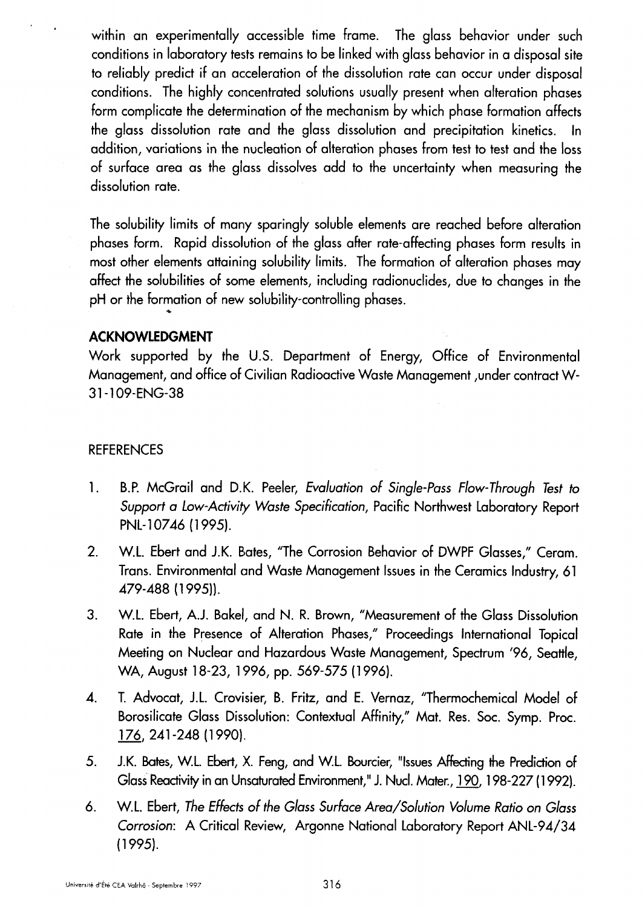within an experimentally accessible time frame. The glass behavior under such conditions in laboratory tests remains to be linked with glass behavior in a disposal site to reliably predict if an acceleration of the dissolution rate can occur under disposal conditions. The highly concentrated solutions usually present when alteration phases form complicate the determination of the mechanism by which phase formation affects the glass dissolution rate and the glass dissolution and precipitation kinetics. In addition, variations in the nucleation of alteration phases from test to test and the loss of surface area as the glass dissolves add to the uncertainty when measuring the dissolution rate.

The solubility limits of many sparingly soluble elements are reached before alteration phases form. Rapid dissolution of the glass after rate-affecting phases form results in most other elements attaining solubility limits. The formation of alteration phases may affect the solubilities of some elements, including radionuclides, due to changes in the pH or the formation of new solubility-controlling phases.

## ACKNOWLEDGMENT

Work supported by the U.S. Department of Energy, Office of Environmental Management, and office of Civilian Radioactive Waste Management ,under contract W-31-109-ENG-38

## REFERENCES

1. B.P. McGrail and D.K. Peeler, *Evaluation of Single-Pass Flow-Through Test to Support a Low-Activity Waste Specification*, Pacific Northwest Laboratory Report PNL-10746 (1995).

2. W.L. Ebert and J.K. Bates, "The Corrosion Behavior of DWPF Glasses," Ceram. Trans. Environmental and Waste Management Issues in the Ceramics Industry, 61 479-488 (1995)).

3. W.L. Ebert, A.J. Bakel, and N. R. Brown, "Measurement of the Glass Dissolution Rate in the Presence of Alteration Phases," Proceedings International Topical Meeting on Nuclear and Hazardous Waste Management, Spectrum '96, Seattle, WA, August 18-23, 1996, pp. 569-575 (1996).

4. T. Advocat, J.L. Crovisier, B. Fritz, and E. Vernaz, "Thermochemical Model of Borosilicate Glass Dissolution: Contextual Affinity," Mat. Res. Soc. Symp. Proc. 176, 241-248 (1990).

5. J.K. Bates, W.L. Ebert, X. Feng, and W.L. Bourcier, "Issues Affecting the Prediction of Glass Reactivity in an Unsaturated Environment," J. Nucl. Mater., 190, 198-227 (1992).

6. W.L. Ebert, *The Effects of the Glass Surface Area/Solution Volume Ratio on Glass Corrosion*: A Critical Review, Argonne National Laboratory Report ANL-94/34 (1995).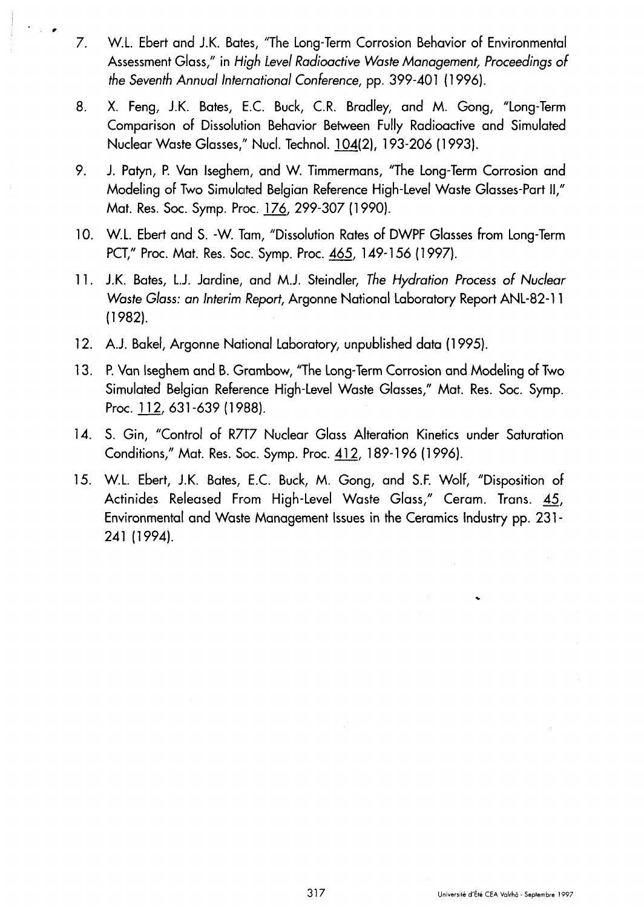7. W.L. Ebert and J.K. Bates, "The Long-Term Corrosion Behavior of Environmental Assessment Glass," in *High Level Radioactive Waste Management, Proceedings of the Seventh Annual International Conference*, pp. 399-401 (1996).

8. X. Feng, J.K. Bates, E.C. Buck, C.R. Bradley, and M. Gong, "Long-Term Comparison of Dissolution Behavior Between Fully Radioactive and Simulated Nuclear Waste Glasses," Nucl. Technol. 104(2), 193-206 (1993).

9. J. Patyn, P. Van Iseghem, and W. Timmermans, "The Long-Term Corrosion and Modeling of Two Simulated Belgian Reference High-Level Waste Glasses-Part II," Mat. Res. Soc. Symp. Proc. 176, 299-307 (1990).

10. W.L. Ebert and S. -W. Tam, "Dissolution Rates of DWPF Glasses from Long-Term PCT," Proc. Mat. Res. Soc. Symp. Proc. 465, 149-156 (1997).

11. J.K. Bates, L.J. Jardine, and M.J. Steindler, *The Hydration Process of Nuclear Waste Glass: an Interim Report*, Argonne National Laboratory Report ANL-82-11 (1982).

12. A.J. Bakel, Argonne National Laboratory, unpublished data (1995).

13. P. Van Iseghem and B. Grambow, "The Long-Term Corrosion and Modeling of Two Simulated Belgian Reference High-Level Waste Glasses," Mat. Res. Soc. Symp. Proc. 112, 631-639 (1988).

14. S. Gin, "Control of R7T7 Nuclear Glass Alteration Kinetics under Saturation Conditions," Mat. Res. Soc. Symp. Proc. 412, 189-196 (1996).

15. W.L. Ebert, J.K. Bates, E.C. Buck, M. Gong, and S.F. Wolf, "Disposition of Actinides Released From High-Level Waste Glass," Ceram. Trans. 45, Environmental and Waste Management Issues in the Ceramics Industry pp. 231-241 (1994).